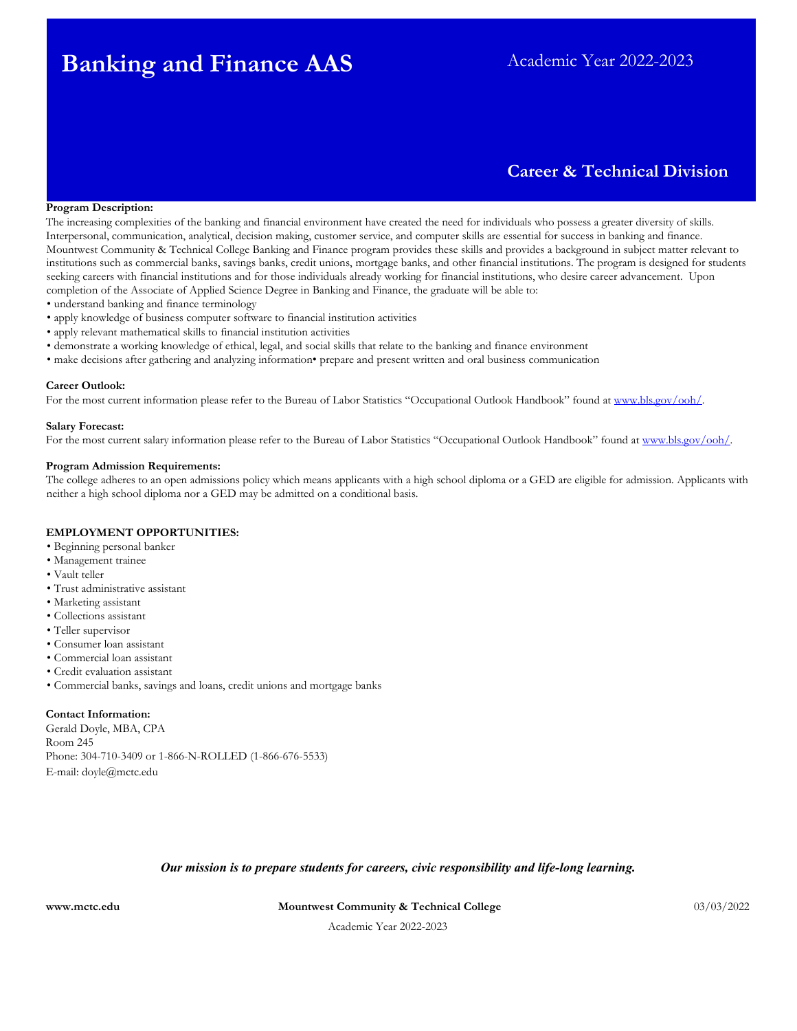# Banking and Finance AAS

Academic Year 2022-2023

## Career & Technical Division

**Program Description:**

The increasing complexities of the banking and financial environment have created the need for individuals who possess a greater diversity of skills. Interpersonal, communication, analytical, decision making, customer service, and computer skills are essential for success in banking and finance. Mountwest Community & Technical College Banking and Finance program provides these skills and provides a background in subject matter relevant to institutions such as commercial banks, savings banks, credit unions, mortgage banks, and other financial institutions. The program is designed for students seeking careers with financial institutions and for those individuals already working for financial institutions, who desire career advancement. Upon completion of the Associate of Applied Science Degree in Banking and Finance, the graduate will be able to:

- understand banking and finance terminology
- apply knowledge of business computer software to financial institution activities
- apply relevant mathematical skills to financial institution activities
- demonstrate a working knowledge of ethical, legal, and social skills that relate to the banking and finance environment
- make decisions after gathering and analyzing information• prepare and present written and oral business communication

**Career Outlook:**

For the most current information please refer to the Bureau of Labor Statistics "Occupational Outlook Handbook" found at www.bls.gov/ooh/.

**Salary Forecast:**

For the most current salary information please refer to the Bureau of Labor Statistics "Occupational Outlook Handbook" found at www.bls.gov/ooh/.

**Program Admission Requirements:**

The college adheres to an open admissions policy which means applicants with a high school diploma or a GED are eligible for admission. Applicants with neither a high school diploma nor a GED may be admitted on a conditional basis.

**EMPLOYMENT OPPORTUNITIES:**

- Beginning personal banker
- Management trainee
- Vault teller
- Trust administrative assistant
- Marketing assistant
- Collections assistant
- Teller supervisor
- Consumer loan assistant
- Commercial loan assistant
- Credit evaluation assistant
- Commercial banks, savings and loans, credit unions and mortgage banks

**Contact Information:**

Gerald Doyle, MBA, CPA
Room 245
Phone: 304-710-3409 or 1-866-N-ROLLED (1-866-676-5533)
E-mail: doyle@mctc.edu

***Our mission is to prepare students for careers, civic responsibility and life-long learning.***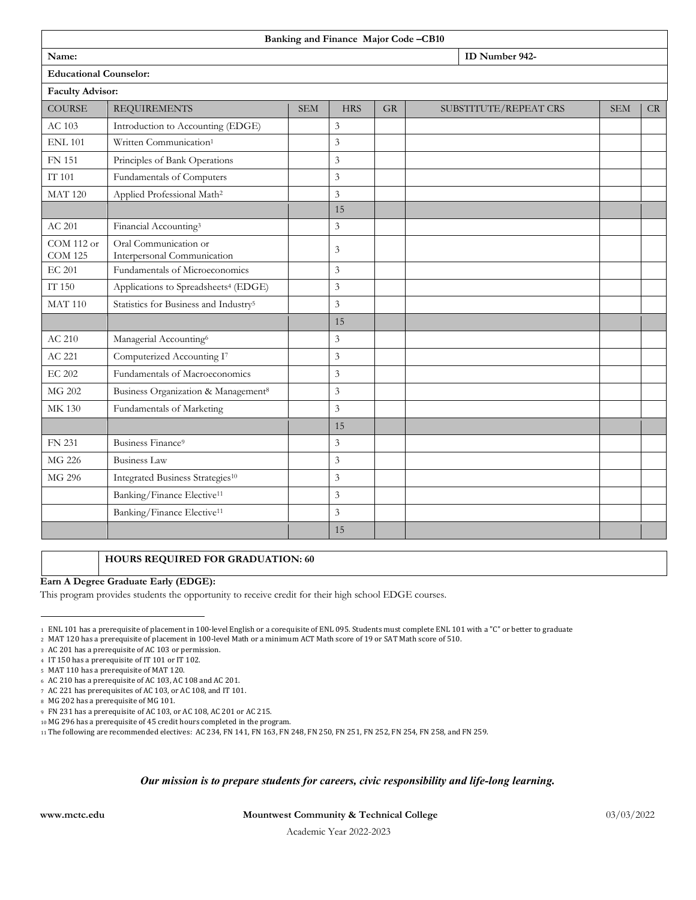| Banking and Finance Major Code –CB10 | | | | | | | |
|---|---|---|---|---|---|---|---|
| **Name:** | | | | | **ID Number 942-** | | |
| **Educational Counselor:** | | | | | | | |
| **Faculty Advisor:** | | | | | | | |
| COURSE | REQUIREMENTS | SEM | HRS | GR | SUBSTITUTE/REPEAT CRS | SEM | CR |
| AC 103 | Introduction to Accounting (EDGE) | | 3 | | | | |
| ENL 101 | Written Communication[1] | | 3 | | | | |
| FN 151 | Principles of Bank Operations | | 3 | | | | |
| IT 101 | Fundamentals of Computers | | 3 | | | | |
| MAT 120 | Applied Professional Math[2] | | 3 | | | | |
| | | | 15 | | | | |
| AC 201 | Financial Accounting[3] | | 3 | | | | |
| COM 112 or COM 125 | Oral Communication or Interpersonal Communication | | 3 | | | | |
| EC 201 | Fundamentals of Microeconomics | | 3 | | | | |
| IT 150 | Applications to Spreadsheets[4] (EDGE) | | 3 | | | | |
| MAT 110 | Statistics for Business and Industry[5] | | 3 | | | | |
| | | | 15 | | | | |
| AC 210 | Managerial Accounting[6] | | 3 | | | | |
| AC 221 | Computerized Accounting I[7] | | 3 | | | | |
| EC 202 | Fundamentals of Macroeconomics | | 3 | | | | |
| MG 202 | Business Organization & Management[8] | | 3 | | | | |
| MK 130 | Fundamentals of Marketing | | 3 | | | | |
| | | | 15 | | | | |
| FN 231 | Business Finance[9] | | 3 | | | | |
| MG 226 | Business Law | | 3 | | | | |
| MG 296 | Integrated Business Strategies[10] | | 3 | | | | |
| | Banking/Finance Elective[11] | | 3 | | | | |
| | Banking/Finance Elective[11] | | 3 | | | | |
| | | | 15 | | | | |

**HOURS REQUIRED FOR GRADUATION: 60**

**Earn A Degree Graduate Early (EDGE):**

This program provides students the opportunity to receive credit for their high school EDGE courses.

---

1 ENL 101 has a prerequisite of placement in 100-level English or a corequisite of ENL 095. Students must complete ENL 101 with a "C" or better to graduate

2 MAT 120 has a prerequisite of placement in 100-level Math or a minimum ACT Math score of 19 or SAT Math score of 510.

3 AC 201 has a prerequisite of AC 103 or permission.

4 IT 150 has a prerequisite of IT 101 or IT 102.

5 MAT 110 has a prerequisite of MAT 120.

6 AC 210 has a prerequisite of AC 103, AC 108 and AC 201.

7 AC 221 has prerequisites of AC 103, or AC 108, and IT 101.

8 MG 202 has a prerequisite of MG 101.

9 FN 231 has a prerequisite of AC 103, or AC 108, AC 201 or AC 215.

10 MG 296 has a prerequisite of 45 credit hours completed in the program.

11 The following are recommended electives: AC 234, FN 141, FN 163, FN 248, FN 250, FN 251, FN 252, FN 254, FN 258, and FN 259.

***Our mission is to prepare students for careers, civic responsibility and life-long learning.***

**www.mctc.edu** **Mountwest Community & Technical College** 03/03/2022

Academic Year 2022-2023